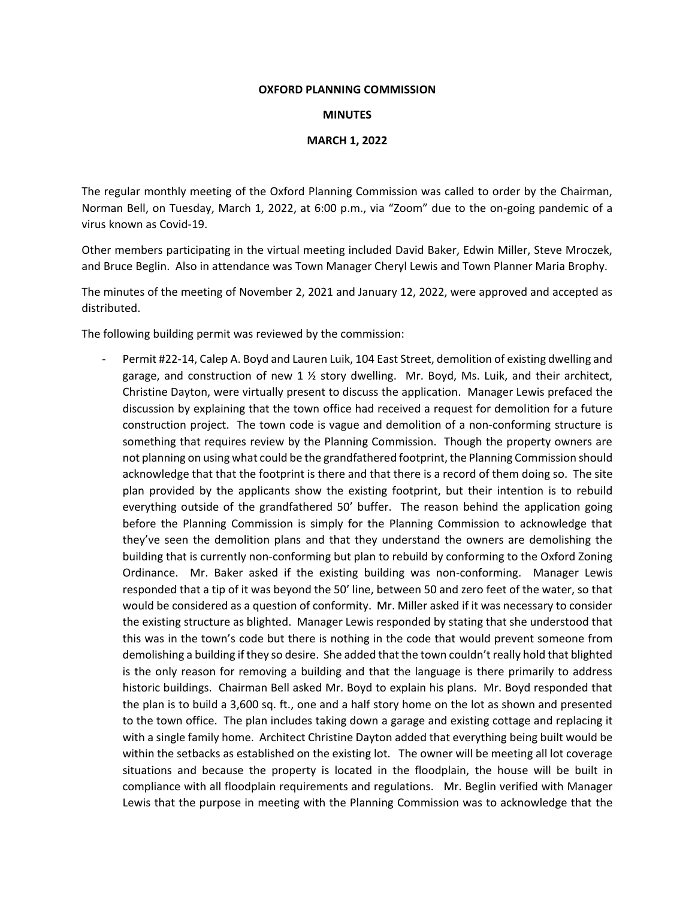**OXFORD PLANNING COMMISSION**

**MINUTES**

**MARCH 1, 2022**

The regular monthly meeting of the Oxford Planning Commission was called to order by the Chairman, Norman Bell, on Tuesday, March 1, 2022, at 6:00 p.m., via "Zoom" due to the on-going pandemic of a virus known as Covid-19.

Other members participating in the virtual meeting included David Baker, Edwin Miller, Steve Mroczek, and Bruce Beglin. Also in attendance was Town Manager Cheryl Lewis and Town Planner Maria Brophy.

The minutes of the meeting of November 2, 2021 and January 12, 2022, were approved and accepted as distributed.

The following building permit was reviewed by the commission:

- Permit #22-14, Calep A. Boyd and Lauren Luik, 104 East Street, demolition of existing dwelling and garage, and construction of new 1 ½ story dwelling. Mr. Boyd, Ms. Luik, and their architect, Christine Dayton, were virtually present to discuss the application. Manager Lewis prefaced the discussion by explaining that the town office had received a request for demolition for a future construction project. The town code is vague and demolition of a non-conforming structure is something that requires review by the Planning Commission. Though the property owners are not planning on using what could be the grandfathered footprint, the Planning Commission should acknowledge that that the footprint is there and that there is a record of them doing so. The site plan provided by the applicants show the existing footprint, but their intention is to rebuild everything outside of the grandfathered 50' buffer. The reason behind the application going before the Planning Commission is simply for the Planning Commission to acknowledge that they've seen the demolition plans and that they understand the owners are demolishing the building that is currently non-conforming but plan to rebuild by conforming to the Oxford Zoning Ordinance. Mr. Baker asked if the existing building was non-conforming. Manager Lewis responded that a tip of it was beyond the 50' line, between 50 and zero feet of the water, so that would be considered as a question of conformity. Mr. Miller asked if it was necessary to consider the existing structure as blighted. Manager Lewis responded by stating that she understood that this was in the town's code but there is nothing in the code that would prevent someone from demolishing a building if they so desire. She added that the town couldn't really hold that blighted is the only reason for removing a building and that the language is there primarily to address historic buildings. Chairman Bell asked Mr. Boyd to explain his plans. Mr. Boyd responded that the plan is to build a 3,600 sq. ft., one and a half story home on the lot as shown and presented to the town office. The plan includes taking down a garage and existing cottage and replacing it with a single family home. Architect Christine Dayton added that everything being built would be within the setbacks as established on the existing lot. The owner will be meeting all lot coverage situations and because the property is located in the floodplain, the house will be built in compliance with all floodplain requirements and regulations. Mr. Beglin verified with Manager Lewis that the purpose in meeting with the Planning Commission was to acknowledge that the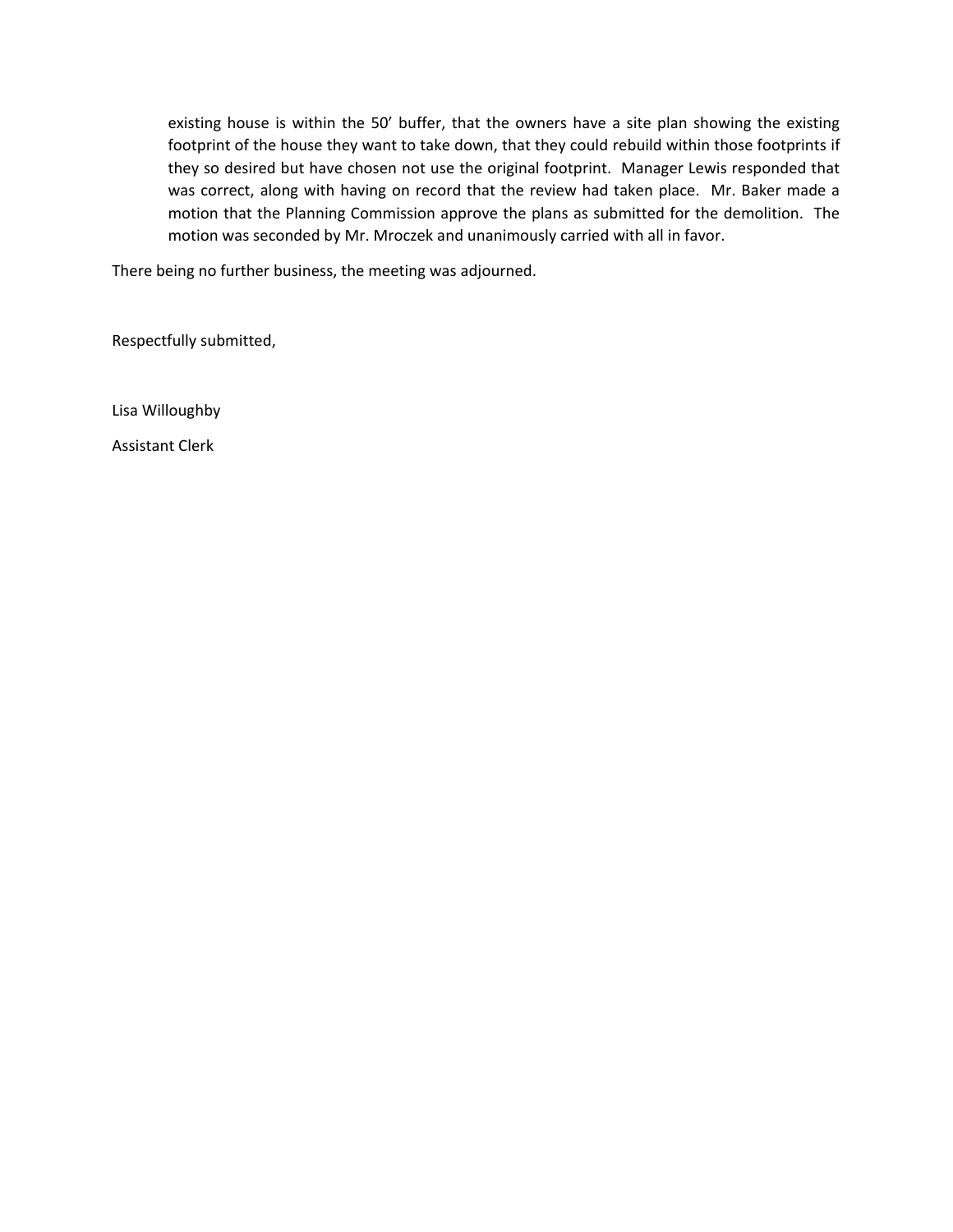existing house is within the 50' buffer, that the owners have a site plan showing the existing footprint of the house they want to take down, that they could rebuild within those footprints if they so desired but have chosen not use the original footprint. Manager Lewis responded that was correct, along with having on record that the review had taken place. Mr. Baker made a motion that the Planning Commission approve the plans as submitted for the demolition. The motion was seconded by Mr. Mroczek and unanimously carried with all in favor.

There being no further business, the meeting was adjourned.

Respectfully submitted,

Lisa Willoughby

Assistant Clerk